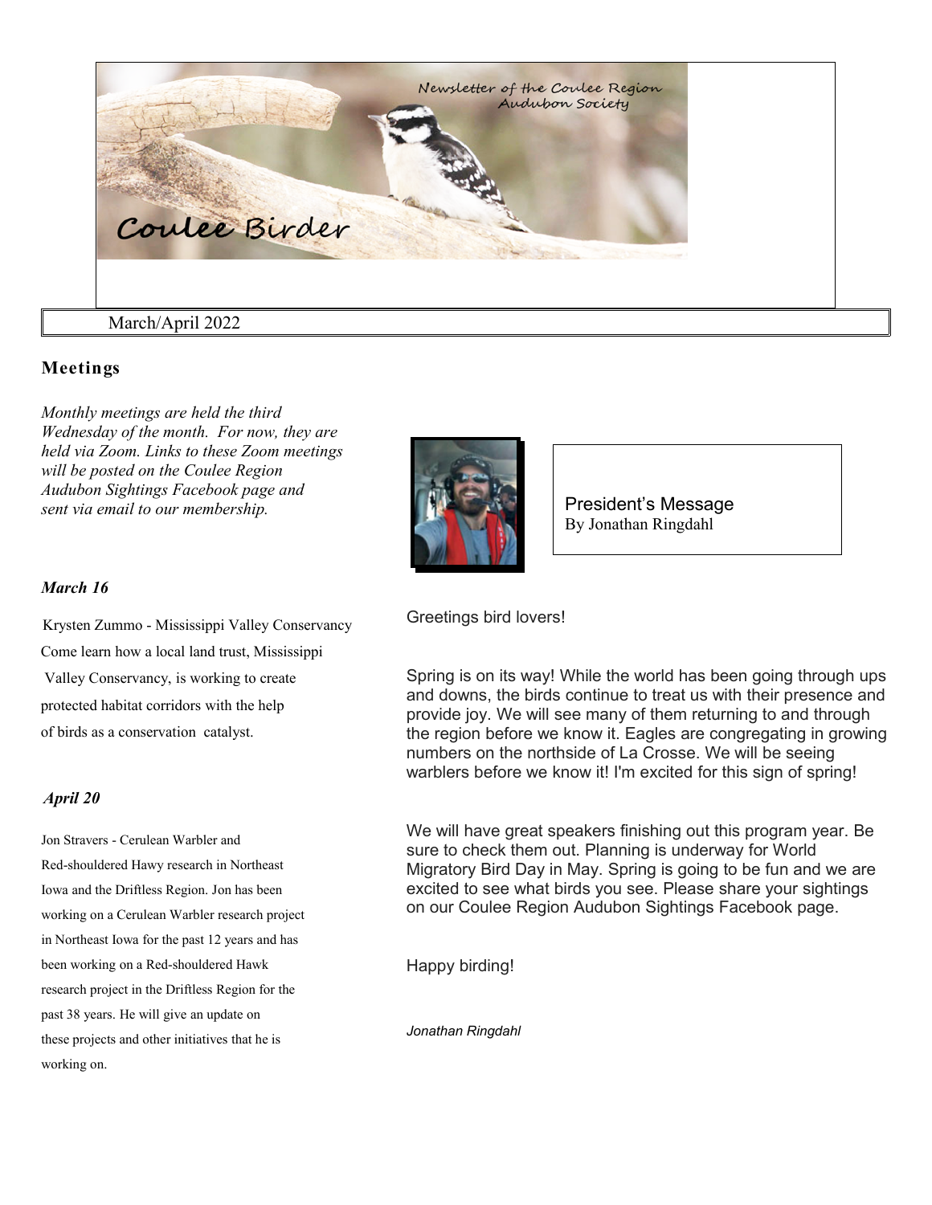# Coulee Birder

Newsletter of the Coulee Region Audubon Society

March/April 2022

## Meetings

*Monthly meetings are held the third Wednesday of the month. For now, they are held via Zoom. Links to these Zoom meetings will be posted on the Coulee Region Audubon Sightings Facebook page and sent via email to our membership.*

### *March 16*

Krysten Zummo - Mississippi Valley Conservancy
Come learn how a local land trust, Mississippi Valley Conservancy, is working to create protected habitat corridors with the help of birds as a conservation catalyst.

### *April 20*

Jon Stravers - Cerulean Warbler and Red-shouldered Hawy research in Northeast Iowa and the Driftless Region. Jon has been working on a Cerulean Warbler research project in Northeast Iowa for the past 12 years and has been working on a Red-shouldered Hawk research project in the Driftless Region for the past 38 years. He will give an update on these projects and other initiatives that he is working on.

## President's Message

By Jonathan Ringdahl

Greetings bird lovers!

Spring is on its way! While the world has been going through ups and downs, the birds continue to treat us with their presence and provide joy. We will see many of them returning to and through the region before we know it. Eagles are congregating in growing numbers on the northside of La Crosse. We will be seeing warblers before we know it! I'm excited for this sign of spring!

We will have great speakers finishing out this program year. Be sure to check them out. Planning is underway for World Migratory Bird Day in May. Spring is going to be fun and we are excited to see what birds you see. Please share your sightings on our Coulee Region Audubon Sightings Facebook page.

Happy birding!

*Jonathan Ringdahl*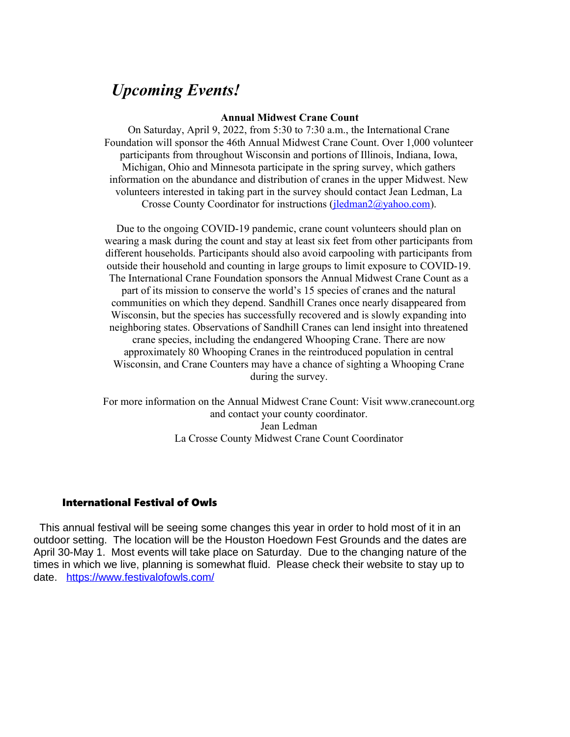# *Upcoming Events!*

**Annual Midwest Crane Count**

On Saturday, April 9, 2022, from 5:30 to 7:30 a.m., the International Crane Foundation will sponsor the 46th Annual Midwest Crane Count. Over 1,000 volunteer participants from throughout Wisconsin and portions of Illinois, Indiana, Iowa, Michigan, Ohio and Minnesota participate in the spring survey, which gathers information on the abundance and distribution of cranes in the upper Midwest. New volunteers interested in taking part in the survey should contact Jean Ledman, La Crosse County Coordinator for instructions ([jledman2@yahoo.com](mailto:jledman2@yahoo.com)).

Due to the ongoing COVID-19 pandemic, crane count volunteers should plan on wearing a mask during the count and stay at least six feet from other participants from different households. Participants should also avoid carpooling with participants from outside their household and counting in large groups to limit exposure to COVID-19. The International Crane Foundation sponsors the Annual Midwest Crane Count as a part of its mission to conserve the world's 15 species of cranes and the natural communities on which they depend. Sandhill Cranes once nearly disappeared from Wisconsin, but the species has successfully recovered and is slowly expanding into neighboring states. Observations of Sandhill Cranes can lend insight into threatened crane species, including the endangered Whooping Crane. There are now approximately 80 Whooping Cranes in the reintroduced population in central Wisconsin, and Crane Counters may have a chance of sighting a Whooping Crane during the survey.

For more information on the Annual Midwest Crane Count: Visit www.cranecount.org and contact your county coordinator.
Jean Ledman
La Crosse County Midwest Crane Count Coordinator

## International Festival of Owls

This annual festival will be seeing some changes this year in order to hold most of it in an outdoor setting. The location will be the Houston Hoedown Fest Grounds and the dates are April 30-May 1. Most events will take place on Saturday. Due to the changing nature of the times in which we live, planning is somewhat fluid. Please check their website to stay up to date. [https://www.festivalofowls.com/](https://www.festivalofowls.com/)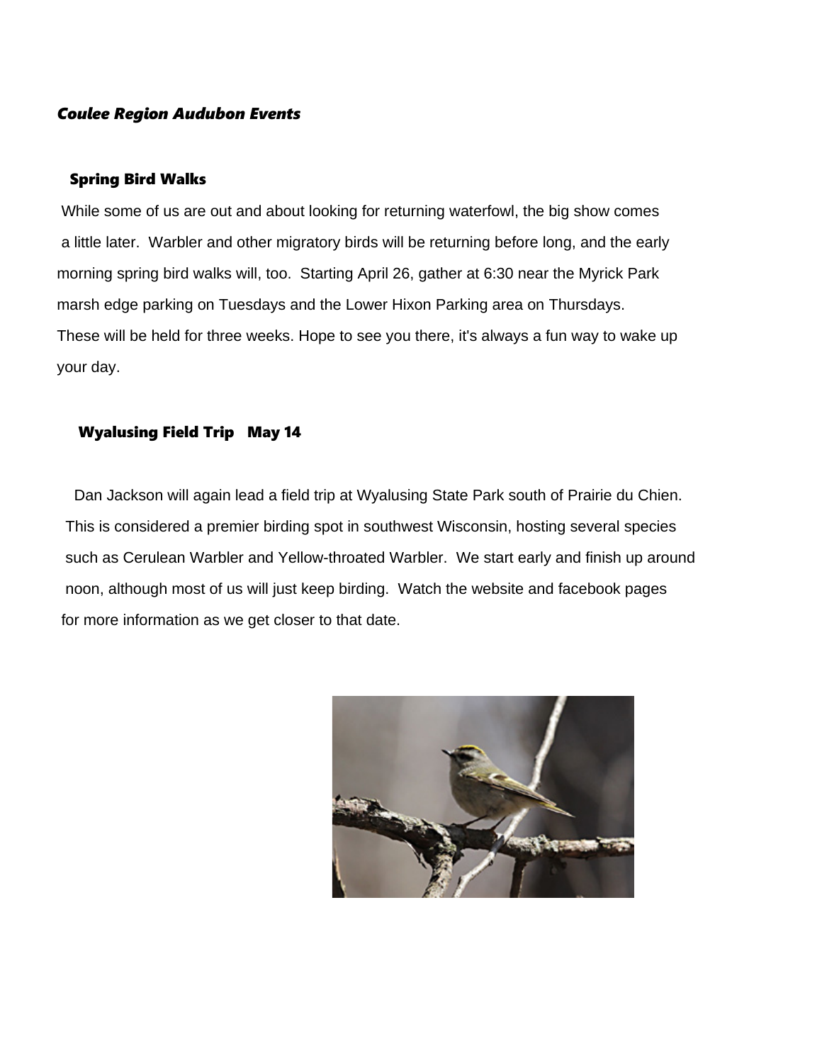***Coulee Region Audubon Events***

## Spring Bird Walks

While some of us are out and about looking for returning waterfowl, the big show comes a little later. Warbler and other migratory birds will be returning before long, and the early morning spring bird walks will, too. Starting April 26, gather at 6:30 near the Myrick Park marsh edge parking on Tuesdays and the Lower Hixon Parking area on Thursdays. These will be held for three weeks. Hope to see you there, it's always a fun way to wake up your day.

## Wyalusing Field Trip May 14

Dan Jackson will again lead a field trip at Wyalusing State Park south of Prairie du Chien. This is considered a premier birding spot in southwest Wisconsin, hosting several species such as Cerulean Warbler and Yellow-throated Warbler. We start early and finish up around noon, although most of us will just keep birding. Watch the website and facebook pages for more information as we get closer to that date.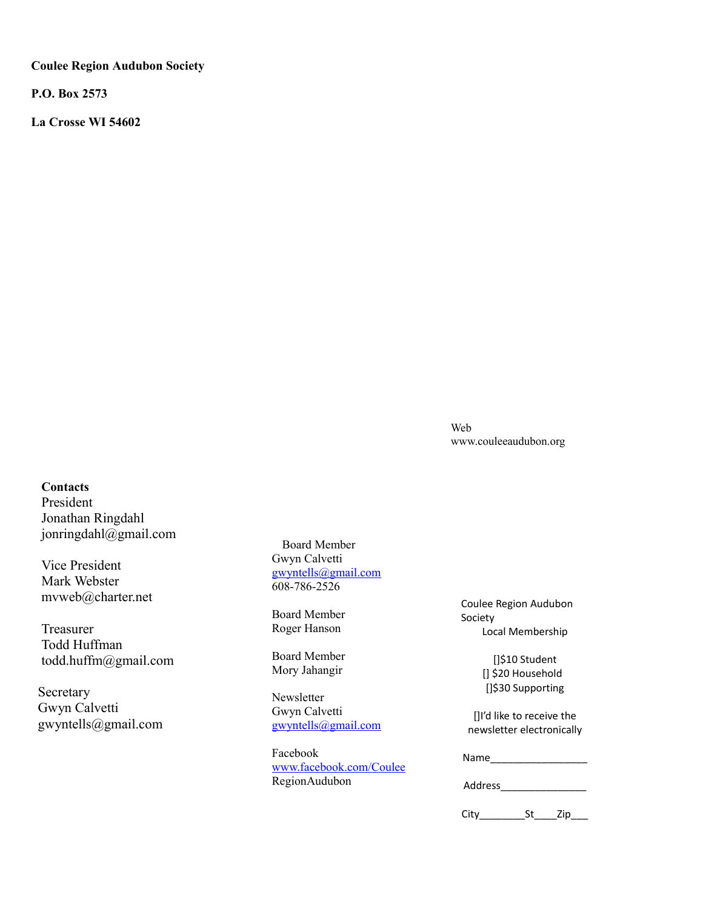**Coulee Region Audubon Society**

**P.O. Box 2573**

**La Crosse WI 54602**

Web
www.couleeaudubon.org

**Contacts**

President
Jonathan Ringdahl
jonringdahl@gmail.com

Vice President
Mark Webster
mvweb@charter.net

Treasurer
Todd Huffman
todd.huffm@gmail.com

Secretary
Gwyn Calvetti
gwyntells@gmail.com

Board Member
Gwyn Calvetti
gwyntells@gmail.com
608-786-2526

Board Member
Roger Hanson

Board Member
Mory Jahangir

Newsletter
Gwyn Calvetti
gwyntells@gmail.com

Facebook
www.facebook.com/CouleeRegionAudubon

Coulee Region Audubon Society
Local Membership

[]$10 Student
[] $20 Household
[]$30 Supporting

[]I'd like to receive the newsletter electronically

Name_________________

Address_______________

City________St____Zip___